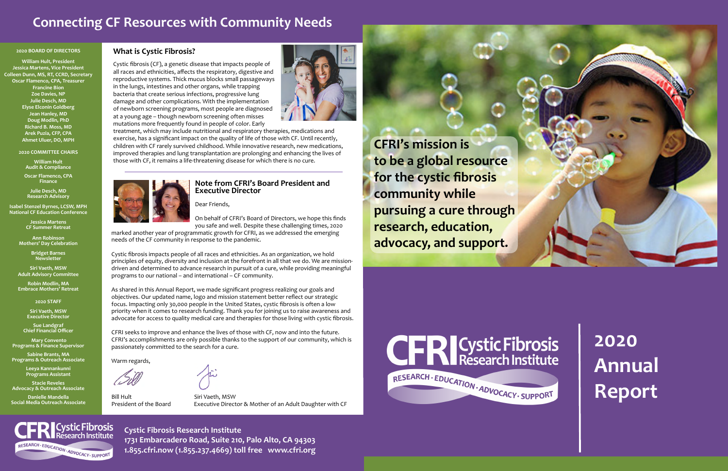# Connecting CF Resources with Community Needs

**2020 BOARD OF DIRECTORS**

William Hult, President
Jessica Martens, Vice President
Colleen Dunn, MS, RT, CCRD, Secretary
Oscar Flamenco, CPA, Treasurer
Francine Bion
Zoe Davies, NP
Julie Desch, MD
Elyse Elconin Goldberg
Jean Hanley, MD
Doug Modlin, PhD
Richard B. Moss, MD
Arek Puzia, CFP, CPA
Ahmet Uluer, DO, MPH

**2020 COMMITTEE CHAIRS**

William Hult
Audit & Compliance

Oscar Flamenco, CPA
Finance

Julie Desch, MD
Research Advisory

Isabel Stenzel Byrnes, LCSW, MPH
National CF Education Conference

Jessica Martens
CF Summer Retreat

Ann Robinson
Mothers' Day Celebration

Bridget Barnes
Newsletter

Siri Vaeth, MSW
Adult Advisory Committee

Robin Modlin, MA
Embrace Mothers' Retreat

**2020 STAFF**

Siri Vaeth, MSW
Executive Director

Sue Landgraf
Chief Financial Officer

Mary Convento
Programs & Finance Supervisor

Sabine Brants, MA
Programs & Outreach Associate

Leeya Kannankunni
Programs Assistant

Stacie Reveles
Advocacy & Outreach Associate

Danielle Mandella
Social Media Outreach Associate

## What is Cystic Fibrosis?

Cystic fibrosis (CF), a genetic disease that impacts people of all races and ethnicities, affects the respiratory, digestive and reproductive systems. Thick mucus blocks small passageways in the lungs, intestines and other organs, while trapping bacteria that create serious infections, progressive lung damage and other complications. With the implementation of newborn screening programs, most people are diagnosed at a young age – though newborn screening often misses mutations more frequently found in people of color. Early treatment, which may include nutritional and respiratory therapies, medications and exercise, has a significant impact on the quality of life of those with CF. Until recently, children with CF rarely survived childhood. While innovative research, new medications, improved therapies and lung transplantation are prolonging and enhancing the lives of those with CF, it remains a life-threatening disease for which there is no cure.

## Note from CFRI's Board President and Executive Director

Dear Friends,

On behalf of CFRI's Board of Directors, we hope this finds you safe and well. Despite these challenging times, 2020 marked another year of programmatic growth for CFRI, as we addressed the emerging needs of the CF community in response to the pandemic.

Cystic fibrosis impacts people of all races and ethnicities. As an organization, we hold principles of equity, diversity and inclusion at the forefront in all that we do. We are mission-driven and determined to advance research in pursuit of a cure, while providing meaningful programs to our national – and international – CF community.

As shared in this Annual Report, we made significant progress realizing our goals and objectives. Our updated name, logo and mission statement better reflect our strategic focus. Impacting only 30,000 people in the United States, cystic fibrosis is often a low priority when it comes to research funding. Thank you for joining us to raise awareness and advocate for access to quality medical care and therapies for those living with cystic fibrosis.

CFRI seeks to improve and enhance the lives of those with CF, now and into the future. CFRI's accomplishments are only possible thanks to the support of our community, which is passionately committed to the search for a cure.

Warm regards,

Bill Hult
President of the Board

Siri Vaeth, MSW
Executive Director & Mother of an Adult Daughter with CF

**CFRI's mission is to be a global resource for the cystic fibrosis community while pursuing a cure through research, education, advocacy, and support.**

CFRI Cystic Fibrosis Research Institute
RESEARCH · EDUCATION · ADVOCACY · SUPPORT

# 2020 Annual Report

**Cystic Fibrosis Research Institute**
**1731 Embarcadero Road, Suite 210, Palo Alto, CA 94303**
**1.855.cfri.now (1.855.237.4669) toll free www.cfri.org**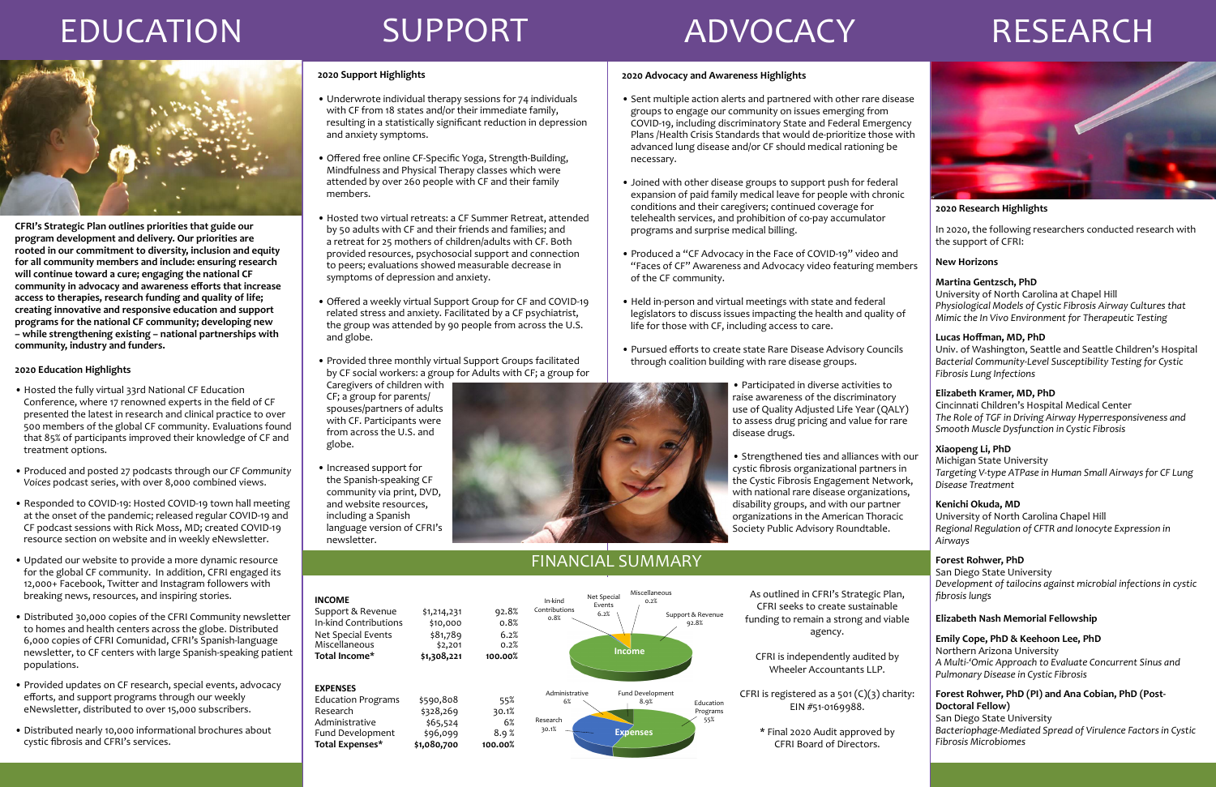# EDUCATION

**CFRI's Strategic Plan outlines priorities that guide our program development and delivery. Our priorities are rooted in our commitment to diversity, inclusion and equity for all community members and include: ensuring research will continue toward a cure; engaging the national CF community in advocacy and awareness efforts that increase access to therapies, research funding and quality of life; creating innovative and responsive education and support programs for the national CF community; developing new – while strengthening existing – national partnerships with community, industry and funders.**

### 2020 Education Highlights

- Hosted the fully virtual 33rd National CF Education Conference, where 17 renowned experts in the field of CF presented the latest in research and clinical practice to over 500 members of the global CF community. Evaluations found that 85% of participants improved their knowledge of CF and treatment options.
- Produced and posted 27 podcasts through our *CF Community Voices* podcast series, with over 8,000 combined views.
- Responded to COVID-19: Hosted COVID-19 town hall meeting at the onset of the pandemic; released regular COVID-19 and CF podcast sessions with Rick Moss, MD; created COVID-19 resource section on website and in weekly eNewsletter.
- Updated our website to provide a more dynamic resource for the global CF community. In addition, CFRI engaged its 12,000+ Facebook, Twitter and Instagram followers with breaking news, resources, and inspiring stories.
- Distributed 30,000 copies of the CFRI Community newsletter to homes and health centers across the globe. Distributed 6,000 copies of CFRI Comunidad, CFRI's Spanish-language newsletter, to CF centers with large Spanish-speaking patient populations.
- Provided updates on CF research, special events, advocacy efforts, and support programs through our weekly eNewsletter, distributed to over 15,000 subscribers.
- Distributed nearly 10,000 informational brochures about cystic fibrosis and CFRI's services.

# SUPPORT

### 2020 Support Highlights

- Underwrote individual therapy sessions for 74 individuals with CF from 18 states and/or their immediate family, resulting in a statistically significant reduction in depression and anxiety symptoms.
- Offered free online CF-Specific Yoga, Strength-Building, Mindfulness and Physical Therapy classes which were attended by over 260 people with CF and their family members.
- Hosted two virtual retreats: a CF Summer Retreat, attended by 50 adults with CF and their friends and families; and a retreat for 25 mothers of children/adults with CF. Both provided resources, psychosocial support and connection to peers; evaluations showed measurable decrease in symptoms of depression and anxiety.
- Offered a weekly virtual Support Group for CF and COVID-19 related stress and anxiety. Facilitated by a CF psychiatrist, the group was attended by 90 people from across the U.S. and globe.
- Provided three monthly virtual Support Groups facilitated by CF social workers: a group for Adults with CF; a group for Caregivers of children with CF; a group for parents/spouses/partners of adults with CF. Participants were from across the U.S. and globe.
- Increased support for the Spanish-speaking CF community via print, DVD, and website resources, including a Spanish language version of CFRI's newsletter.

# ADVOCACY

### 2020 Advocacy and Awareness Highlights

- Sent multiple action alerts and partnered with other rare disease groups to engage our community on issues emerging from COVID-19, including discriminatory State and Federal Emergency Plans /Health Crisis Standards that would de-prioritize those with advanced lung disease and/or CF should medical rationing be necessary.
- Joined with other disease groups to support push for federal expansion of paid family medical leave for people with chronic conditions and their caregivers; continued coverage for telehealth services, and prohibition of co-pay accumulator programs and surprise medical billing.
- Produced a "CF Advocacy in the Face of COVID-19" video and "Faces of CF" Awareness and Advocacy video featuring members of the CF community.
- Held in-person and virtual meetings with state and federal legislators to discuss issues impacting the health and quality of life for those with CF, including access to care.
- Pursued efforts to create state Rare Disease Advisory Councils through coalition building with rare disease groups.
- Participated in diverse activities to raise awareness of the discriminatory use of Quality Adjusted Life Year (QALY) to assess drug pricing and value for rare disease drugs.
- Strengthened ties and alliances with our cystic fibrosis organizational partners in the Cystic Fibrosis Engagement Network, with national rare disease organizations, disability groups, and with our partner organizations in the American Thoracic Society Public Advisory Roundtable.

# RESEARCH

### 2020 Research Highlights

In 2020, the following researchers conducted research with the support of CFRI:

**New Horizons**

**Martina Gentzsch, PhD**
University of North Carolina at Chapel Hill
*Physiological Models of Cystic Fibrosis Airway Cultures that Mimic the In Vivo Environment for Therapeutic Testing*

**Lucas Hoffman, MD, PhD**
Univ. of Washington, Seattle and Seattle Children's Hospital
*Bacterial Community-Level Susceptibility Testing for Cystic Fibrosis Lung Infections*

**Elizabeth Kramer, MD, PhD**
Cincinnati Children's Hospital Medical Center
*The Role of TGF in Driving Airway Hyperresponsiveness and Smooth Muscle Dysfunction in Cystic Fibrosis*

**Xiaopeng Li, PhD**
Michigan State University
*Targeting V-type ATPase in Human Small Airways for CF Lung Disease Treatment*

**Kenichi Okuda, MD**
University of North Carolina Chapel Hill
*Regional Regulation of CFTR and Ionocyte Expression in Airways*

**Forest Rohwer, PhD**
San Diego State University
*Development of tailocins against microbial infections in cystic fibrosis lungs*

**Elizabeth Nash Memorial Fellowship**

**Emily Cope, PhD & Keehoon Lee, PhD**
Northern Arizona University
*A Multi-'Omic Approach to Evaluate Concurrent Sinus and Pulmonary Disease in Cystic Fibrosis*

**Forest Rohwer, PhD (PI) and Ana Cobian, PhD (Post-Doctoral Fellow)**
San Diego State University
*Bacteriophage-Mediated Spread of Virulence Factors in Cystic Fibrosis Microbiomes*

# FINANCIAL SUMMARY

| INCOME | | |
|---|---|---|
| Support & Revenue | $1,214,231 | 92.8% |
| In-kind Contributions | $10,000 | 0.8% |
| Net Special Events | $81,789 | 6.2% |
| Miscellaneous | $2,201 | 0.2% |
| **Total Income*** | **$1,308,221** | **100.00%** |

Income
In-kind Contributions 0.8%
Net Special Events 6.2%
Miscellaneous 0.2%
Support & Revenue 92.8%

| EXPENSES | | |
|---|---|---|
| Education Programs | $590,808 | 55% |
| Research | $328,269 | 30.1% |
| Administrative | $65,524 | 6% |
| Fund Development | $96,099 | 8.9% |
| **Total Expenses*** | **$1,080,700** | **100.00%** |

Expenses
Administrative 6%
Fund Development 8.9%
Education Programs 55%
Research 30.1%

As outlined in CFRI's Strategic Plan, CFRI seeks to create sustainable funding to remain a strong and viable agency.

CFRI is independently audited by Wheeler Accountants LLP.

CFRI is registered as a 501 (C)(3) charity: EIN #51-0169988.

\* Final 2020 Audit approved by CFRI Board of Directors.